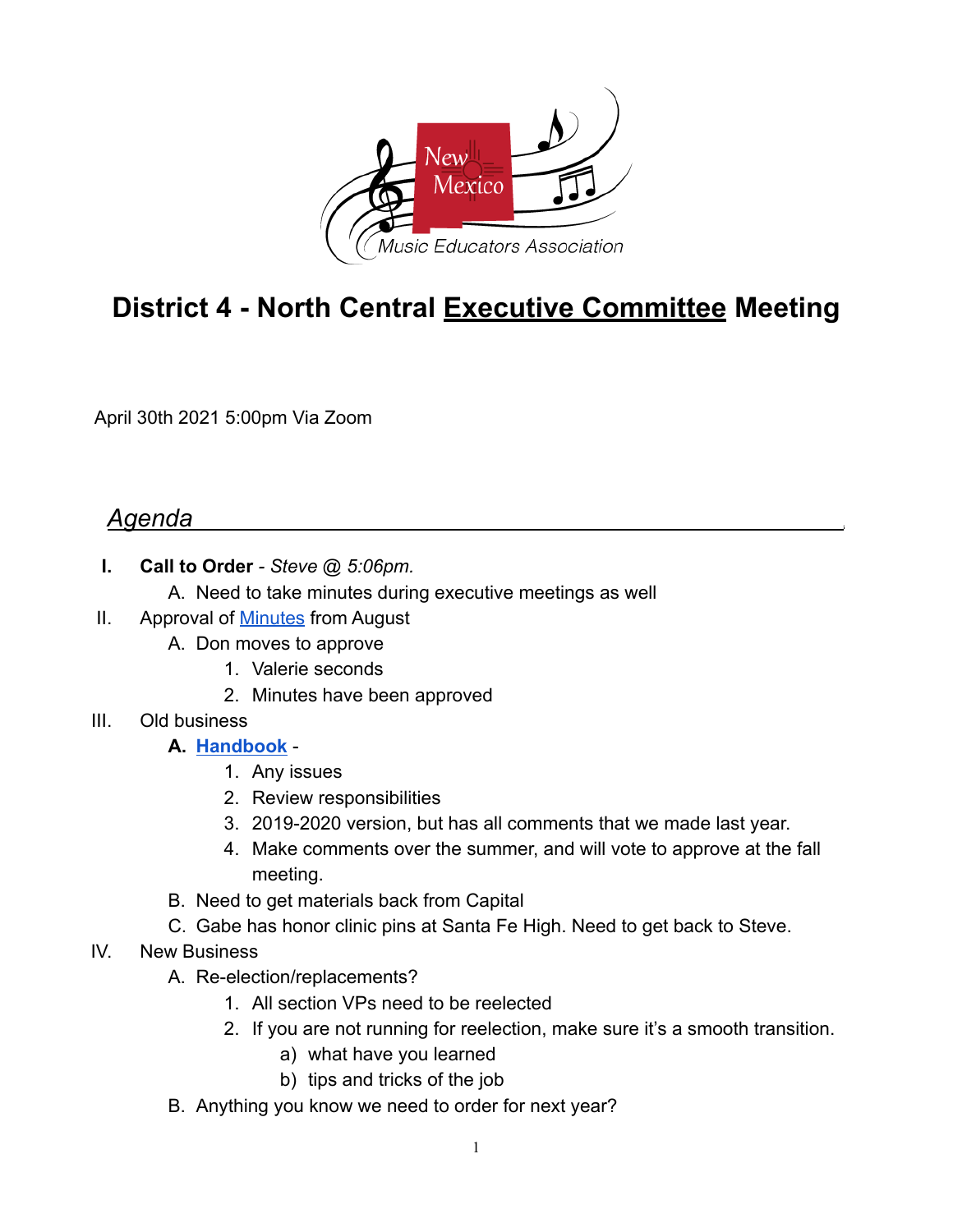# District 4 - North Central Executive Committee Meeting

April 30th 2021 5:00pm Via Zoom

## *Agenda*

I. **Call to Order** - *Steve @ 5:06pm.*
   A. Need to take minutes during executive meetings as well

II. Approval of Minutes from August
   A. Don moves to approve
      1. Valerie seconds
      2. Minutes have been approved

III. Old business
   **A. Handbook** -
      1. Any issues
      2. Review responsibilities
      3. 2019-2020 version, but has all comments that we made last year.
      4. Make comments over the summer, and will vote to approve at the fall meeting.
   B. Need to get materials back from Capital
   C. Gabe has honor clinic pins at Santa Fe High. Need to get back to Steve.

IV. New Business
   A. Re-election/replacements?
      1. All section VPs need to be reelected
      2. If you are not running for reelection, make sure it's a smooth transition.
         a) what have you learned
         b) tips and tricks of the job
   B. Anything you know we need to order for next year?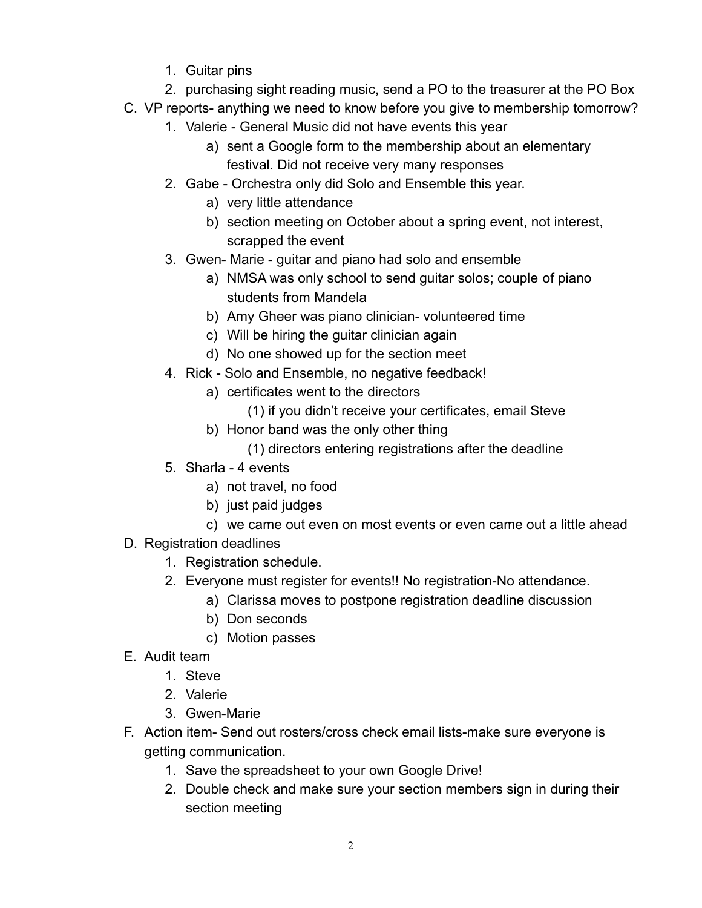1. Guitar pins
2. purchasing sight reading music, send a PO to the treasurer at the PO Box

C. VP reports- anything we need to know before you give to membership tomorrow?
    1. Valerie - General Music did not have events this year
        a) sent a Google form to the membership about an elementary festival. Did not receive very many responses
    2. Gabe - Orchestra only did Solo and Ensemble this year.
        a) very little attendance
        b) section meeting on October about a spring event, not interest, scrapped the event
    3. Gwen- Marie - guitar and piano had solo and ensemble
        a) NMSA was only school to send guitar solos; couple of piano students from Mandela
        b) Amy Gheer was piano clinician- volunteered time
        c) Will be hiring the guitar clinician again
        d) No one showed up for the section meet
    4. Rick - Solo and Ensemble, no negative feedback!
        a) certificates went to the directors
            (1) if you didn't receive your certificates, email Steve
        b) Honor band was the only other thing
            (1) directors entering registrations after the deadline
    5. Sharla - 4 events
        a) not travel, no food
        b) just paid judges
        c) we came out even on most events or even came out a little ahead

D. Registration deadlines
    1. Registration schedule.
    2. Everyone must register for events!! No registration-No attendance.
        a) Clarissa moves to postpone registration deadline discussion
        b) Don seconds
        c) Motion passes

E. Audit team
    1. Steve
    2. Valerie
    3. Gwen-Marie

F. Action item- Send out rosters/cross check email lists-make sure everyone is getting communication.
    1. Save the spreadsheet to your own Google Drive!
    2. Double check and make sure your section members sign in during their section meeting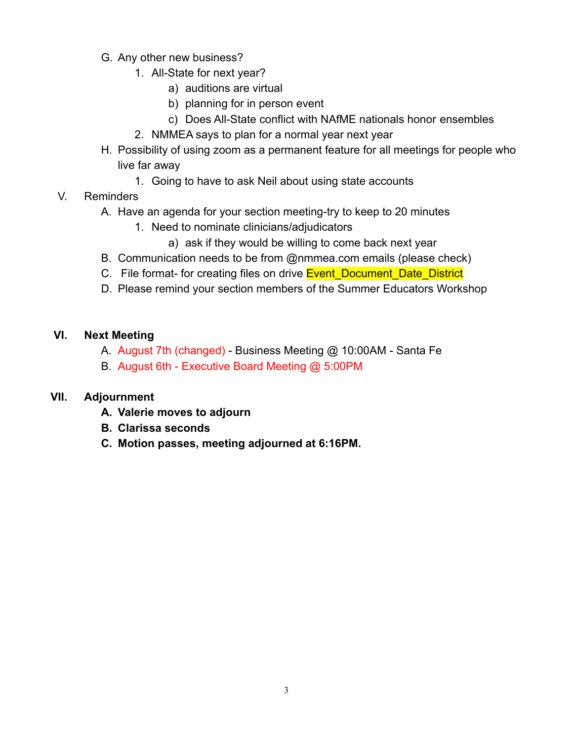G. Any other new business?
    1. All-State for next year?
        a) auditions are virtual
        b) planning for in person event
        c) Does All-State conflict with NAfME nationals honor ensembles
    2. NMMEA says to plan for a normal year next year

H. Possibility of using zoom as a permanent feature for all meetings for people who live far away
    1. Going to have to ask Neil about using state accounts

V. Reminders

A. Have an agenda for your section meeting-try to keep to 20 minutes
    1. Need to nominate clinicians/adjudicators
        a) ask if they would be willing to come back next year

B. Communication needs to be from @nmmea.com emails (please check)

C. File format- for creating files on drive Event_Document_Date_District

D. Please remind your section members of the Summer Educators Workshop

**VI. Next Meeting**

A. August 7th (changed) - Business Meeting @ 10:00AM - Santa Fe

B. August 6th - Executive Board Meeting @ 5:00PM

**VII. Adjournment**

**A. Valerie moves to adjourn**

**B. Clarissa seconds**

**C. Motion passes, meeting adjourned at 6:16PM.**